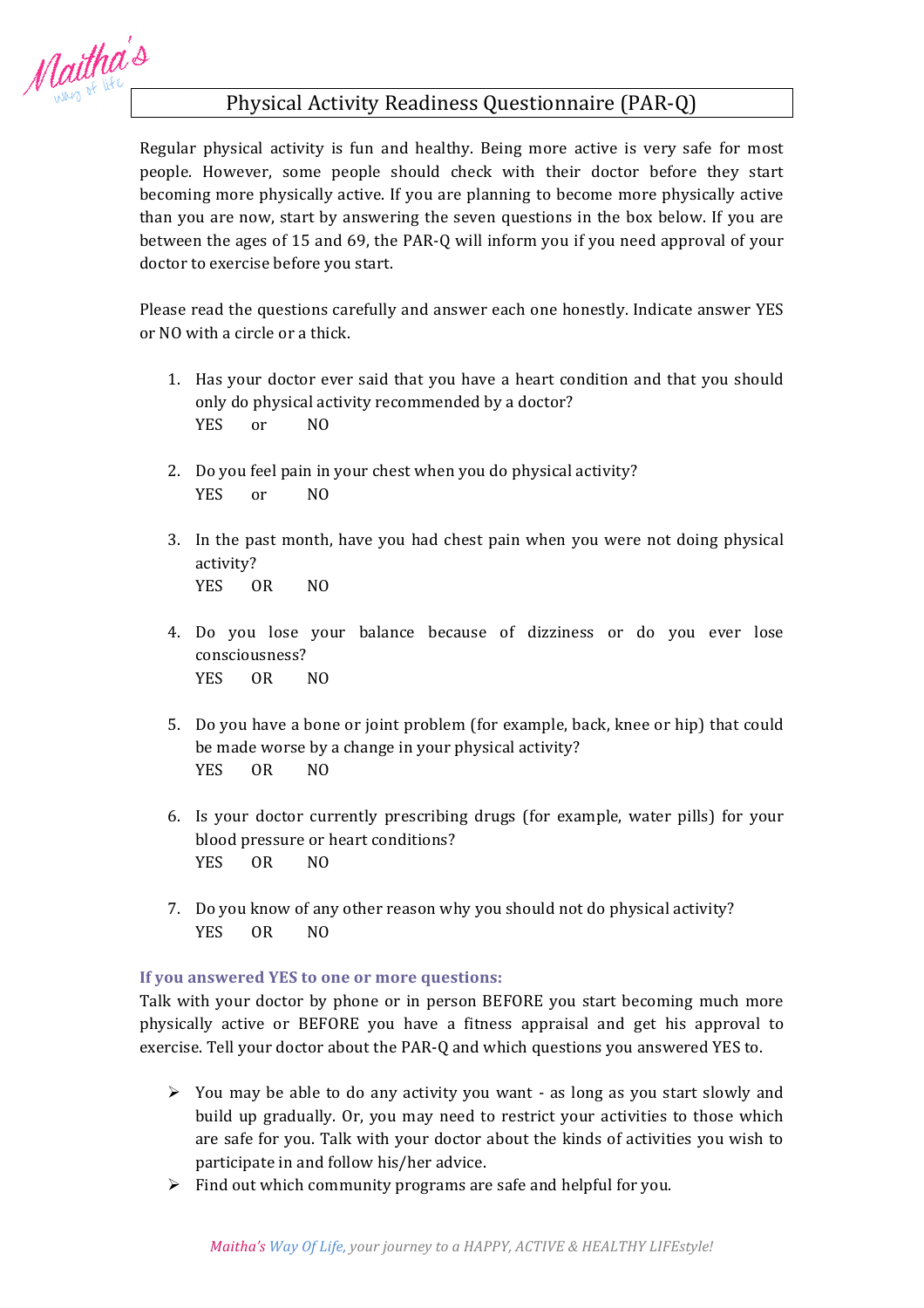# Physical Activity Readiness Questionnaire (PAR-Q)

Regular physical activity is fun and healthy. Being more active is very safe for most people. However, some people should check with their doctor before they start becoming more physically active. If you are planning to become more physically active than you are now, start by answering the seven questions in the box below. If you are between the ages of 15 and 69, the PAR-Q will inform you if you need approval of your doctor to exercise before you start.

Please read the questions carefully and answer each one honestly. Indicate answer YES or NO with a circle or a thick.

1. Has your doctor ever said that you have a heart condition and that you should only do physical activity recommended by a doctor?
   YES or NO

2. Do you feel pain in your chest when you do physical activity?
   YES or NO

3. In the past month, have you had chest pain when you were not doing physical activity?
   YES OR NO

4. Do you lose your balance because of dizziness or do you ever lose consciousness?
   YES OR NO

5. Do you have a bone or joint problem (for example, back, knee or hip) that could be made worse by a change in your physical activity?
   YES OR NO

6. Is your doctor currently prescribing drugs (for example, water pills) for your blood pressure or heart conditions?
   YES OR NO

7. Do you know of any other reason why you should not do physical activity?
   YES OR NO

**If you answered YES to one or more questions:**

Talk with your doctor by phone or in person BEFORE you start becoming much more physically active or BEFORE you have a fitness appraisal and get his approval to exercise. Tell your doctor about the PAR-Q and which questions you answered YES to.

- You may be able to do any activity you want - as long as you start slowly and build up gradually. Or, you may need to restrict your activities to those which are safe for you. Talk with your doctor about the kinds of activities you wish to participate in and follow his/her advice.
- Find out which community programs are safe and helpful for you.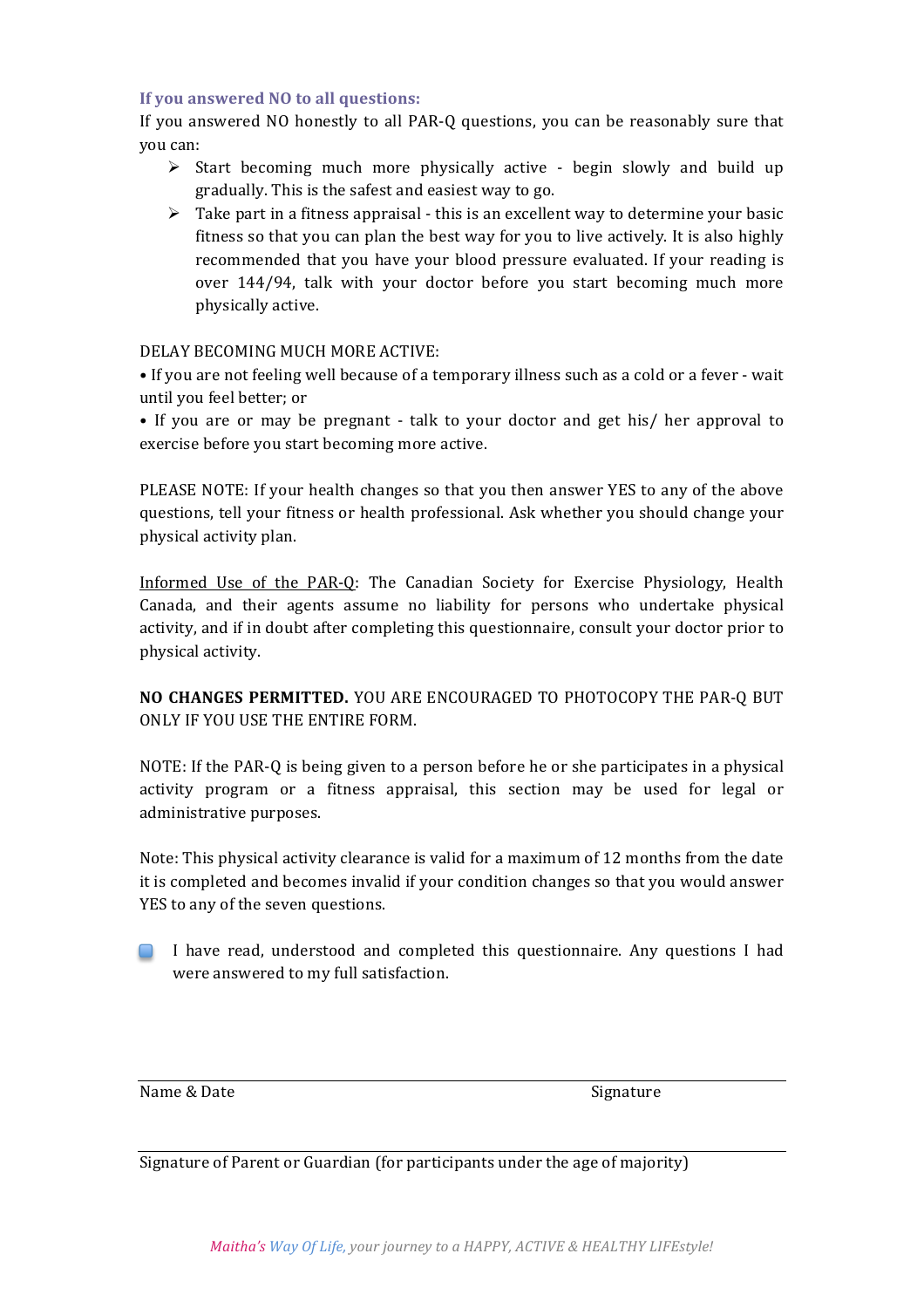### If you answered NO to all questions:

If you answered NO honestly to all PAR-Q questions, you can be reasonably sure that you can:

- Start becoming much more physically active - begin slowly and build up gradually. This is the safest and easiest way to go.
- Take part in a fitness appraisal - this is an excellent way to determine your basic fitness so that you can plan the best way for you to live actively. It is also highly recommended that you have your blood pressure evaluated. If your reading is over 144/94, talk with your doctor before you start becoming much more physically active.

DELAY BECOMING MUCH MORE ACTIVE:

• If you are not feeling well because of a temporary illness such as a cold or a fever - wait until you feel better; or

• If you are or may be pregnant - talk to your doctor and get his/ her approval to exercise before you start becoming more active.

PLEASE NOTE: If your health changes so that you then answer YES to any of the above questions, tell your fitness or health professional. Ask whether you should change your physical activity plan.

Informed Use of the PAR-Q: The Canadian Society for Exercise Physiology, Health Canada, and their agents assume no liability for persons who undertake physical activity, and if in doubt after completing this questionnaire, consult your doctor prior to physical activity.

**NO CHANGES PERMITTED.** YOU ARE ENCOURAGED TO PHOTOCOPY THE PAR-Q BUT ONLY IF YOU USE THE ENTIRE FORM.

NOTE: If the PAR-Q is being given to a person before he or she participates in a physical activity program or a fitness appraisal, this section may be used for legal or administrative purposes.

Note: This physical activity clearance is valid for a maximum of 12 months from the date it is completed and becomes invalid if your condition changes so that you would answer YES to any of the seven questions.

☐ I have read, understood and completed this questionnaire. Any questions I had were answered to my full satisfaction.

Name & Date                                                                                Signature

Signature of Parent or Guardian (for participants under the age of majority)

*Maitha's Way Of Life, your journey to a HAPPY, ACTIVE & HEALTHY LIFEstyle!*